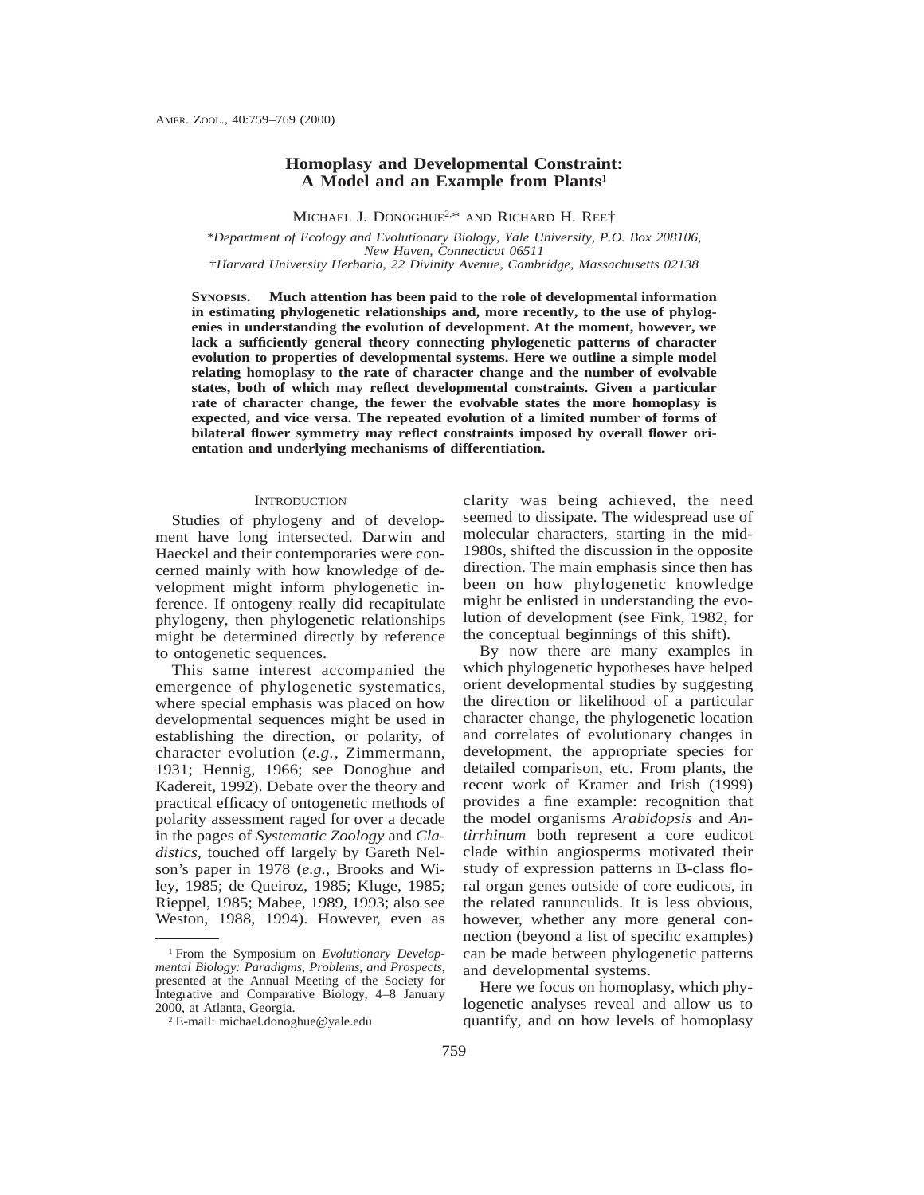# Homoplasy and Developmental Constraint: A Model and an Example from Plants[1]

Michael J. Donoghue[2,*] and Richard H. Ree†

*\*Department of Ecology and Evolutionary Biology, Yale University, P.O. Box 208106, New Haven, Connecticut 06511*
*†Harvard University Herbaria, 22 Divinity Avenue, Cambridge, Massachusetts 02138*

**Synopsis. Much attention has been paid to the role of developmental information in estimating phylogenetic relationships and, more recently, to the use of phylogenies in understanding the evolution of development. At the moment, however, we lack a sufficiently general theory connecting phylogenetic patterns of character evolution to properties of developmental systems. Here we outline a simple model relating homoplasy to the rate of character change and the number of evolvable states, both of which may reflect developmental constraints. Given a particular rate of character change, the fewer the evolvable states the more homoplasy is expected, and vice versa. The repeated evolution of a limited number of forms of bilateral flower symmetry may reflect constraints imposed by overall flower orientation and underlying mechanisms of differentiation.**

## Introduction

Studies of phylogeny and of development have long intersected. Darwin and Haeckel and their contemporaries were concerned mainly with how knowledge of development might inform phylogenetic inference. If ontogeny really did recapitulate phylogeny, then phylogenetic relationships might be determined directly by reference to ontogenetic sequences.

This same interest accompanied the emergence of phylogenetic systematics, where special emphasis was placed on how developmental sequences might be used in establishing the direction, or polarity, of character evolution (*e.g.*, Zimmermann, 1931; Hennig, 1966; see Donoghue and Kadereit, 1992). Debate over the theory and practical efficacy of ontogenetic methods of polarity assessment raged for over a decade in the pages of *Systematic Zoology* and *Cladistics*, touched off largely by Gareth Nelson's paper in 1978 (*e.g.*, Brooks and Wiley, 1985; de Queiroz, 1985; Kluge, 1985; Rieppel, 1985; Mabee, 1989, 1993; also see Weston, 1988, 1994). However, even as clarity was being achieved, the need seemed to dissipate. The widespread use of molecular characters, starting in the mid-1980s, shifted the discussion in the opposite direction. The main emphasis since then has been on how phylogenetic knowledge might be enlisted in understanding the evolution of development (see Fink, 1982, for the conceptual beginnings of this shift).

By now there are many examples in which phylogenetic hypotheses have helped orient developmental studies by suggesting the direction or likelihood of a particular character change, the phylogenetic location and correlates of evolutionary changes in development, the appropriate species for detailed comparison, etc. From plants, the recent work of Kramer and Irish (1999) provides a fine example: recognition that the model organisms *Arabidopsis* and *Antirrhinum* both represent a core eudicot clade within angiosperms motivated their study of expression patterns in B-class floral organ genes outside of core eudicots, in the related ranunculids. It is less obvious, however, whether any more general connection (beyond a list of specific examples) can be made between phylogenetic patterns and developmental systems.

Here we focus on homoplasy, which phylogenetic analyses reveal and allow us to quantify, and on how levels of homoplasy

[1] From the Symposium on *Evolutionary Developmental Biology: Paradigms, Problems, and Prospects*, presented at the Annual Meeting of the Society for Integrative and Comparative Biology, 4–8 January 2000, at Atlanta, Georgia.

[2] E-mail: michael.donoghue@yale.edu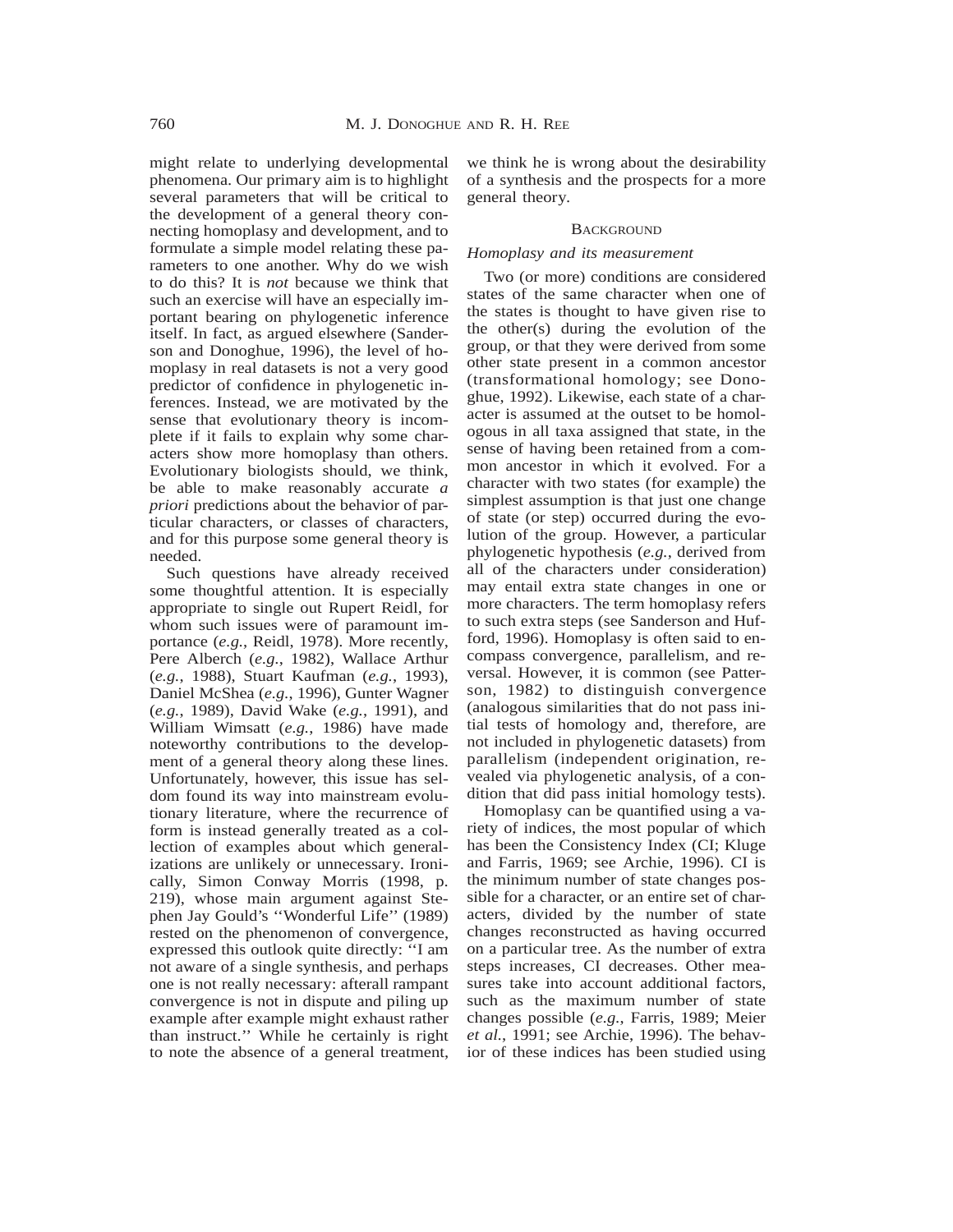might relate to underlying developmental phenomena. Our primary aim is to highlight several parameters that will be critical to the development of a general theory connecting homoplasy and development, and to formulate a simple model relating these parameters to one another. Why do we wish to do this? It is *not* because we think that such an exercise will have an especially important bearing on phylogenetic inference itself. In fact, as argued elsewhere (Sanderson and Donoghue, 1996), the level of homoplasy in real datasets is not a very good predictor of confidence in phylogenetic inferences. Instead, we are motivated by the sense that evolutionary theory is incomplete if it fails to explain why some characters show more homoplasy than others. Evolutionary biologists should, we think, be able to make reasonably accurate *a priori* predictions about the behavior of particular characters, or classes of characters, and for this purpose some general theory is needed.

Such questions have already received some thoughtful attention. It is especially appropriate to single out Rupert Reidl, for whom such issues were of paramount importance (*e.g.*, Reidl, 1978). More recently, Pere Alberch (*e.g.*, 1982), Wallace Arthur (*e.g.*, 1988), Stuart Kaufman (*e.g.*, 1993), Daniel McShea (*e.g.*, 1996), Gunter Wagner (*e.g.*, 1989), David Wake (*e.g.*, 1991), and William Wimsatt (*e.g.*, 1986) have made noteworthy contributions to the development of a general theory along these lines. Unfortunately, however, this issue has seldom found its way into mainstream evolutionary literature, where the recurrence of form is instead generally treated as a collection of examples about which generalizations are unlikely or unnecessary. Ironically, Simon Conway Morris (1998, p. 219), whose main argument against Stephen Jay Gould's ''Wonderful Life'' (1989) rested on the phenomenon of convergence, expressed this outlook quite directly: ''I am not aware of a single synthesis, and perhaps one is not really necessary: afterall rampant convergence is not in dispute and piling up example after example might exhaust rather than instruct.'' While he certainly is right to note the absence of a general treatment, we think he is wrong about the desirability of a synthesis and the prospects for a more general theory.

## Background

### *Homoplasy and its measurement*

Two (or more) conditions are considered states of the same character when one of the states is thought to have given rise to the other(s) during the evolution of the group, or that they were derived from some other state present in a common ancestor (transformational homology; see Donoghue, 1992). Likewise, each state of a character is assumed at the outset to be homologous in all taxa assigned that state, in the sense of having been retained from a common ancestor in which it evolved. For a character with two states (for example) the simplest assumption is that just one change of state (or step) occurred during the evolution of the group. However, a particular phylogenetic hypothesis (*e.g.*, derived from all of the characters under consideration) may entail extra state changes in one or more characters. The term homoplasy refers to such extra steps (see Sanderson and Hufford, 1996). Homoplasy is often said to encompass convergence, parallelism, and reversal. However, it is common (see Patterson, 1982) to distinguish convergence (analogous similarities that do not pass initial tests of homology and, therefore, are not included in phylogenetic datasets) from parallelism (independent origination, revealed via phylogenetic analysis, of a condition that did pass initial homology tests).

Homoplasy can be quantified using a variety of indices, the most popular of which has been the Consistency Index (CI; Kluge and Farris, 1969; see Archie, 1996). CI is the minimum number of state changes possible for a character, or an entire set of characters, divided by the number of state changes reconstructed as having occurred on a particular tree. As the number of extra steps increases, CI decreases. Other measures take into account additional factors, such as the maximum number of state changes possible (*e.g.*, Farris, 1989; Meier *et al.*, 1991; see Archie, 1996). The behavior of these indices has been studied using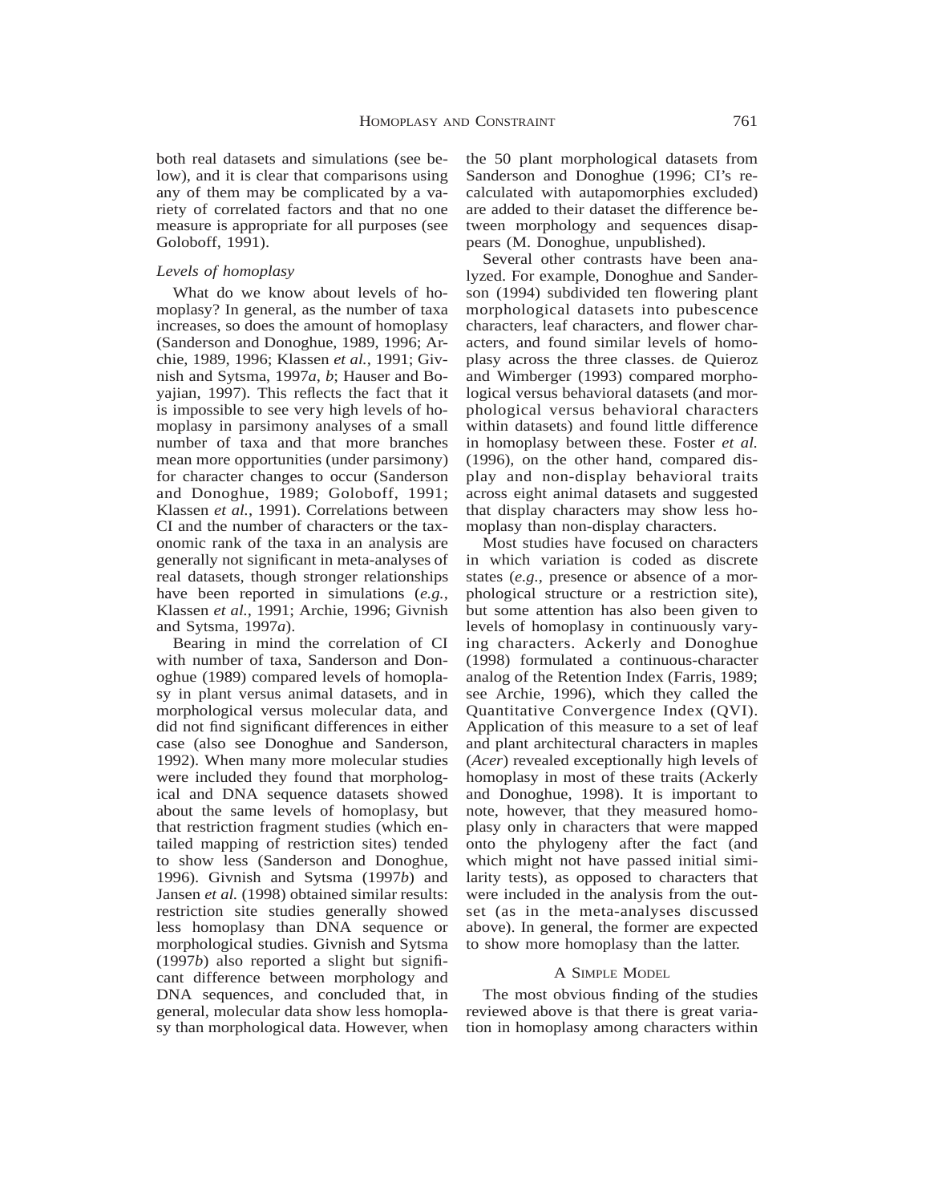both real datasets and simulations (see below), and it is clear that comparisons using any of them may be complicated by a variety of correlated factors and that no one measure is appropriate for all purposes (see Goloboff, 1991).

### *Levels of homoplasy*

What do we know about levels of homoplasy? In general, as the number of taxa increases, so does the amount of homoplasy (Sanderson and Donoghue, 1989, 1996; Archie, 1989, 1996; Klassen *et al.*, 1991; Givnish and Sytsma, 1997*a*, *b*; Hauser and Boyajian, 1997). This reflects the fact that it is impossible to see very high levels of homoplasy in parsimony analyses of a small number of taxa and that more branches mean more opportunities (under parsimony) for character changes to occur (Sanderson and Donoghue, 1989; Goloboff, 1991; Klassen *et al.*, 1991). Correlations between CI and the number of characters or the taxonomic rank of the taxa in an analysis are generally not significant in meta-analyses of real datasets, though stronger relationships have been reported in simulations (*e.g.*, Klassen *et al.*, 1991; Archie, 1996; Givnish and Sytsma, 1997*a*).

Bearing in mind the correlation of CI with number of taxa, Sanderson and Donoghue (1989) compared levels of homoplasy in plant versus animal datasets, and in morphological versus molecular data, and did not find significant differences in either case (also see Donoghue and Sanderson, 1992). When many more molecular studies were included they found that morphological and DNA sequence datasets showed about the same levels of homoplasy, but that restriction fragment studies (which entailed mapping of restriction sites) tended to show less (Sanderson and Donoghue, 1996). Givnish and Sytsma (1997*b*) and Jansen *et al.* (1998) obtained similar results: restriction site studies generally showed less homoplasy than DNA sequence or morphological studies. Givnish and Sytsma (1997*b*) also reported a slight but significant difference between morphology and DNA sequences, and concluded that, in general, molecular data show less homoplasy than morphological data. However, when the 50 plant morphological datasets from Sanderson and Donoghue (1996; CI's recalculated with autapomorphies excluded) are added to their dataset the difference between morphology and sequences disappears (M. Donoghue, unpublished).

Several other contrasts have been analyzed. For example, Donoghue and Sanderson (1994) subdivided ten flowering plant morphological datasets into pubescence characters, leaf characters, and flower characters, and found similar levels of homoplasy across the three classes. de Quieroz and Wimberger (1993) compared morphological versus behavioral datasets (and morphological versus behavioral characters within datasets) and found little difference in homoplasy between these. Foster *et al.* (1996), on the other hand, compared display and non-display behavioral traits across eight animal datasets and suggested that display characters may show less homoplasy than non-display characters.

Most studies have focused on characters in which variation is coded as discrete states (*e.g.*, presence or absence of a morphological structure or a restriction site), but some attention has also been given to levels of homoplasy in continuously varying characters. Ackerly and Donoghue (1998) formulated a continuous-character analog of the Retention Index (Farris, 1989; see Archie, 1996), which they called the Quantitative Convergence Index (QVI). Application of this measure to a set of leaf and plant architectural characters in maples (*Acer*) revealed exceptionally high levels of homoplasy in most of these traits (Ackerly and Donoghue, 1998). It is important to note, however, that they measured homoplasy only in characters that were mapped onto the phylogeny after the fact (and which might not have passed initial similarity tests), as opposed to characters that were included in the analysis from the outset (as in the meta-analyses discussed above). In general, the former are expected to show more homoplasy than the latter.

## A Simple Model

The most obvious finding of the studies reviewed above is that there is great variation in homoplasy among characters within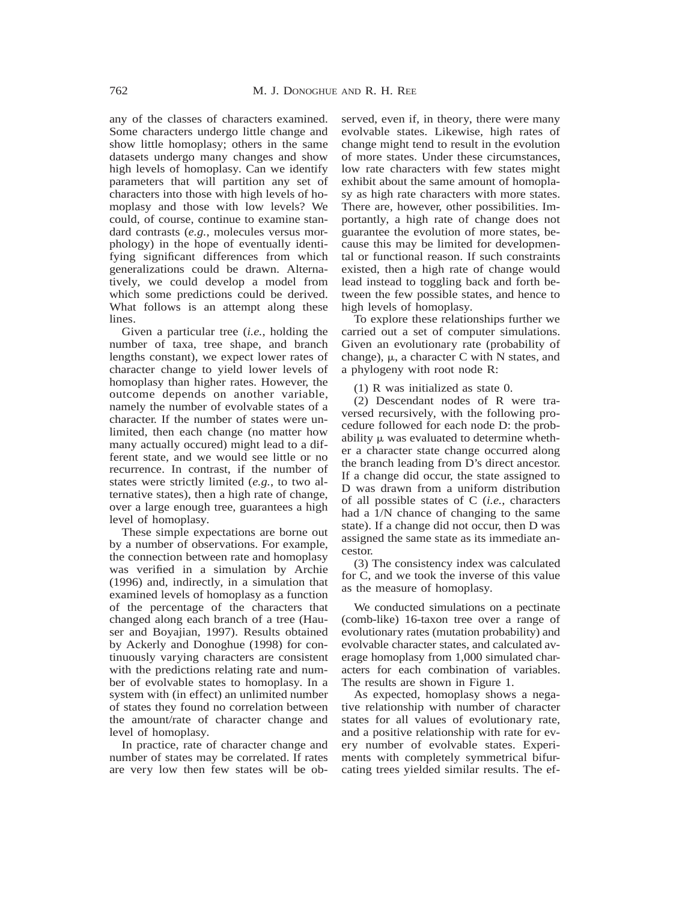any of the classes of characters examined. Some characters undergo little change and show little homoplasy; others in the same datasets undergo many changes and show high levels of homoplasy. Can we identify parameters that will partition any set of characters into those with high levels of homoplasy and those with low levels? We could, of course, continue to examine standard contrasts (*e.g.*, molecules versus morphology) in the hope of eventually identifying significant differences from which generalizations could be drawn. Alternatively, we could develop a model from which some predictions could be derived. What follows is an attempt along these lines.

Given a particular tree (*i.e.*, holding the number of taxa, tree shape, and branch lengths constant), we expect lower rates of character change to yield lower levels of homoplasy than higher rates. However, the outcome depends on another variable, namely the number of evolvable states of a character. If the number of states were unlimited, then each change (no matter how many actually occured) might lead to a different state, and we would see little or no recurrence. In contrast, if the number of states were strictly limited (*e.g.*, to two alternative states), then a high rate of change, over a large enough tree, guarantees a high level of homoplasy.

These simple expectations are borne out by a number of observations. For example, the connection between rate and homoplasy was verified in a simulation by Archie (1996) and, indirectly, in a simulation that examined levels of homoplasy as a function of the percentage of the characters that changed along each branch of a tree (Hauser and Boyajian, 1997). Results obtained by Ackerly and Donoghue (1998) for continuously varying characters are consistent with the predictions relating rate and number of evolvable states to homoplasy. In a system with (in effect) an unlimited number of states they found no correlation between the amount/rate of character change and level of homoplasy.

In practice, rate of character change and number of states may be correlated. If rates are very low then few states will be observed, even if, in theory, there were many evolvable states. Likewise, high rates of change might tend to result in the evolution of more states. Under these circumstances, low rate characters with few states might exhibit about the same amount of homoplasy as high rate characters with more states. There are, however, other possibilities. Importantly, a high rate of change does not guarantee the evolution of more states, because this may be limited for developmental or functional reason. If such constraints existed, then a high rate of change would lead instead to toggling back and forth between the few possible states, and hence to high levels of homoplasy.

To explore these relationships further we carried out a set of computer simulations. Given an evolutionary rate (probability of change), $\mu$, a character C with N states, and a phylogeny with root node R:

(1) R was initialized as state 0.

(2) Descendant nodes of R were traversed recursively, with the following procedure followed for each node D: the probability $\mu$ was evaluated to determine whether a character state change occurred along the branch leading from D's direct ancestor. If a change did occur, the state assigned to D was drawn from a uniform distribution of all possible states of C (*i.e.*, characters had a 1/N chance of changing to the same state). If a change did not occur, then D was assigned the same state as its immediate ancestor.

(3) The consistency index was calculated for C, and we took the inverse of this value as the measure of homoplasy.

We conducted simulations on a pectinate (comb-like) 16-taxon tree over a range of evolutionary rates (mutation probability) and evolvable character states, and calculated average homoplasy from 1,000 simulated characters for each combination of variables. The results are shown in Figure 1.

As expected, homoplasy shows a negative relationship with number of character states for all values of evolutionary rate, and a positive relationship with rate for every number of evolvable states. Experiments with completely symmetrical bifurcating trees yielded similar results. The ef-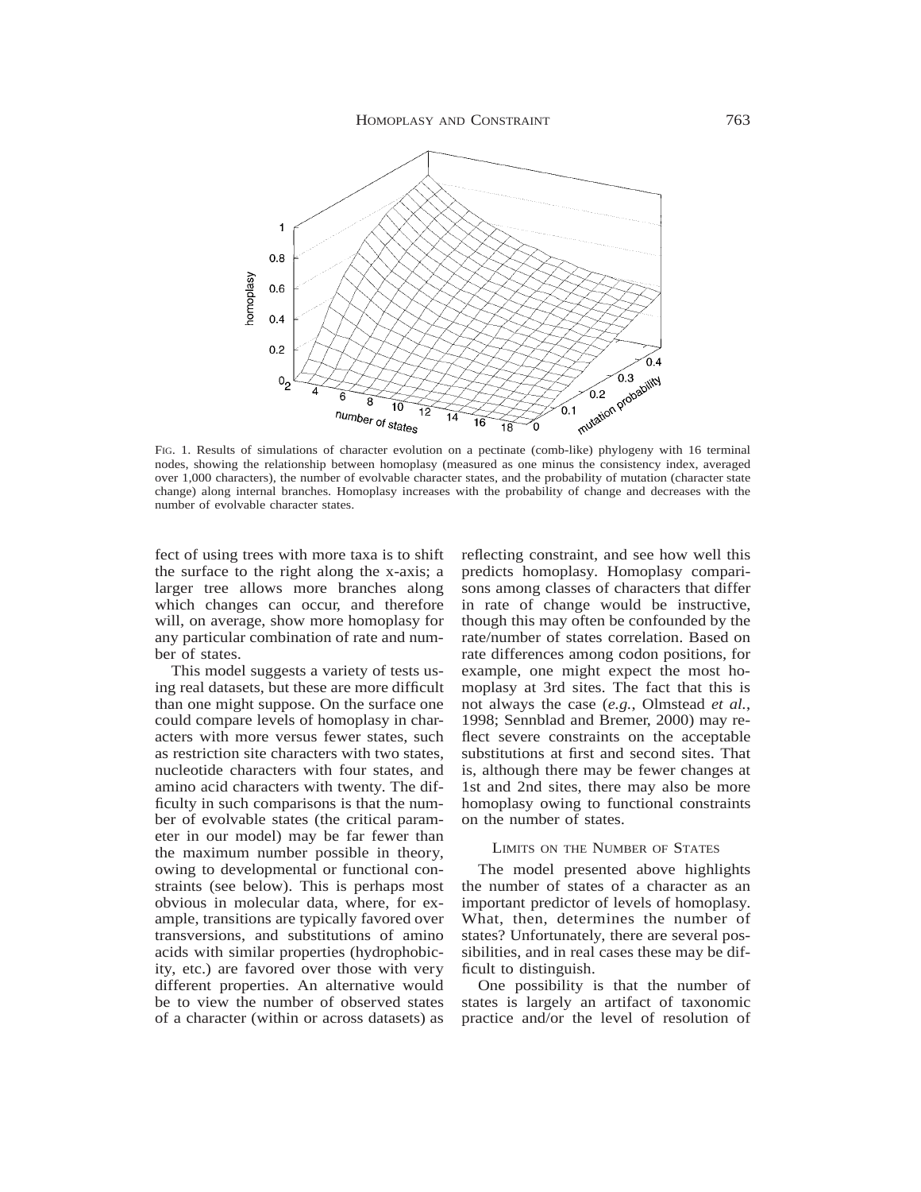1
0.8
0.6
0.4
0.2
0
homoplasy
2
4
6
8
10
12
14
16
18
number of states
0
0.1
0.2
0.3
0.4
mutation probability

FIG. 1. Results of simulations of character evolution on a pectinate (comb-like) phylogeny with 16 terminal nodes, showing the relationship between homoplasy (measured as one minus the consistency index, averaged over 1,000 characters), the number of evolvable character states, and the probability of mutation (character state change) along internal branches. Homoplasy increases with the probability of change and decreases with the number of evolvable character states.

fect of using trees with more taxa is to shift the surface to the right along the x-axis; a larger tree allows more branches along which changes can occur, and therefore will, on average, show more homoplasy for any particular combination of rate and number of states.

This model suggests a variety of tests using real datasets, but these are more difficult than one might suppose. On the surface one could compare levels of homoplasy in characters with more versus fewer states, such as restriction site characters with two states, nucleotide characters with four states, and amino acid characters with twenty. The difficulty in such comparisons is that the number of evolvable states (the critical parameter in our model) may be far fewer than the maximum number possible in theory, owing to developmental or functional constraints (see below). This is perhaps most obvious in molecular data, where, for example, transitions are typically favored over transversions, and substitutions of amino acids with similar properties (hydrophobicity, etc.) are favored over those with very different properties. An alternative would be to view the number of observed states of a character (within or across datasets) as reflecting constraint, and see how well this predicts homoplasy. Homoplasy comparisons among classes of characters that differ in rate of change would be instructive, though this may often be confounded by the rate/number of states correlation. Based on rate differences among codon positions, for example, one might expect the most homoplasy at 3rd sites. The fact that this is not always the case (*e.g.*, Olmstead *et al.*, 1998; Sennblad and Bremer, 2000) may reflect severe constraints on the acceptable substitutions at first and second sites. That is, although there may be fewer changes at 1st and 2nd sites, there may also be more homoplasy owing to functional constraints on the number of states.

## LIMITS ON THE NUMBER OF STATES

The model presented above highlights the number of states of a character as an important predictor of levels of homoplasy. What, then, determines the number of states? Unfortunately, there are several possibilities, and in real cases these may be difficult to distinguish.

One possibility is that the number of states is largely an artifact of taxonomic practice and/or the level of resolution of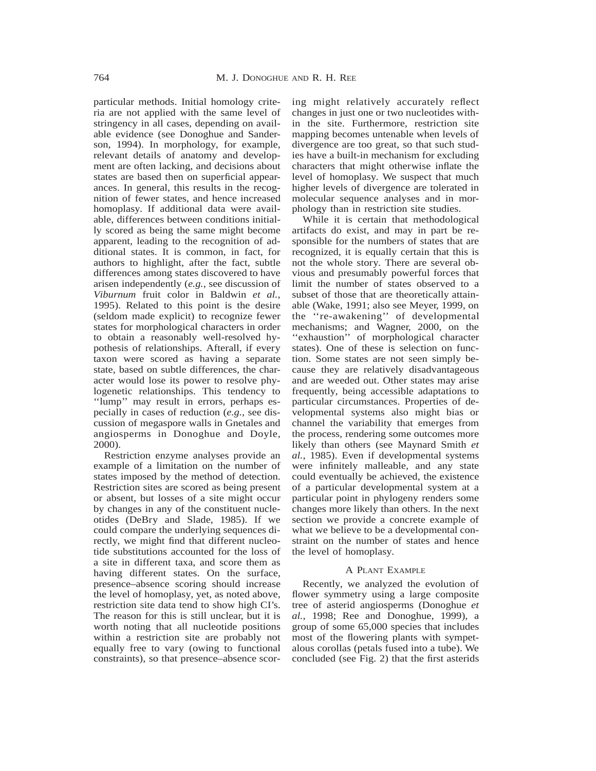particular methods. Initial homology criteria are not applied with the same level of stringency in all cases, depending on available evidence (see Donoghue and Sanderson, 1994). In morphology, for example, relevant details of anatomy and development are often lacking, and decisions about states are based then on superficial appearances. In general, this results in the recognition of fewer states, and hence increased homoplasy. If additional data were available, differences between conditions initially scored as being the same might become apparent, leading to the recognition of additional states. It is common, in fact, for authors to highlight, after the fact, subtle differences among states discovered to have arisen independently (*e.g.*, see discussion of *Viburnum* fruit color in Baldwin *et al.*, 1995). Related to this point is the desire (seldom made explicit) to recognize fewer states for morphological characters in order to obtain a reasonably well-resolved hypothesis of relationships. Afterall, if every taxon were scored as having a separate state, based on subtle differences, the character would lose its power to resolve phylogenetic relationships. This tendency to ''lump'' may result in errors, perhaps especially in cases of reduction (*e.g.*, see discussion of megaspore walls in Gnetales and angiosperms in Donoghue and Doyle, 2000).

Restriction enzyme analyses provide an example of a limitation on the number of states imposed by the method of detection. Restriction sites are scored as being present or absent, but losses of a site might occur by changes in any of the constituent nucleotides (DeBry and Slade, 1985). If we could compare the underlying sequences directly, we might find that different nucleotide substitutions accounted for the loss of a site in different taxa, and score them as having different states. On the surface, presence–absence scoring should increase the level of homoplasy, yet, as noted above, restriction site data tend to show high CI's. The reason for this is still unclear, but it is worth noting that all nucleotide positions within a restriction site are probably not equally free to vary (owing to functional constraints), so that presence–absence scoring might relatively accurately reflect changes in just one or two nucleotides within the site. Furthermore, restriction site mapping becomes untenable when levels of divergence are too great, so that such studies have a built-in mechanism for excluding characters that might otherwise inflate the level of homoplasy. We suspect that much higher levels of divergence are tolerated in molecular sequence analyses and in morphology than in restriction site studies.

While it is certain that methodological artifacts do exist, and may in part be responsible for the numbers of states that are recognized, it is equally certain that this is not the whole story. There are several obvious and presumably powerful forces that limit the number of states observed to a subset of those that are theoretically attainable (Wake, 1991; also see Meyer, 1999, on the ''re-awakening'' of developmental mechanisms; and Wagner, 2000, on the ''exhaustion'' of morphological character states). One of these is selection on function. Some states are not seen simply because they are relatively disadvantageous and are weeded out. Other states may arise frequently, being accessible adaptations to particular circumstances. Properties of developmental systems also might bias or channel the variability that emerges from the process, rendering some outcomes more likely than others (see Maynard Smith *et al.*, 1985). Even if developmental systems were infinitely malleable, and any state could eventually be achieved, the existence of a particular developmental system at a particular point in phylogeny renders some changes more likely than others. In the next section we provide a concrete example of what we believe to be a developmental constraint on the number of states and hence the level of homoplasy.

## A Plant Example

Recently, we analyzed the evolution of flower symmetry using a large composite tree of asterid angiosperms (Donoghue *et al.*, 1998; Ree and Donoghue, 1999), a group of some 65,000 species that includes most of the flowering plants with sympetalous corollas (petals fused into a tube). We concluded (see Fig. 2) that the first asterids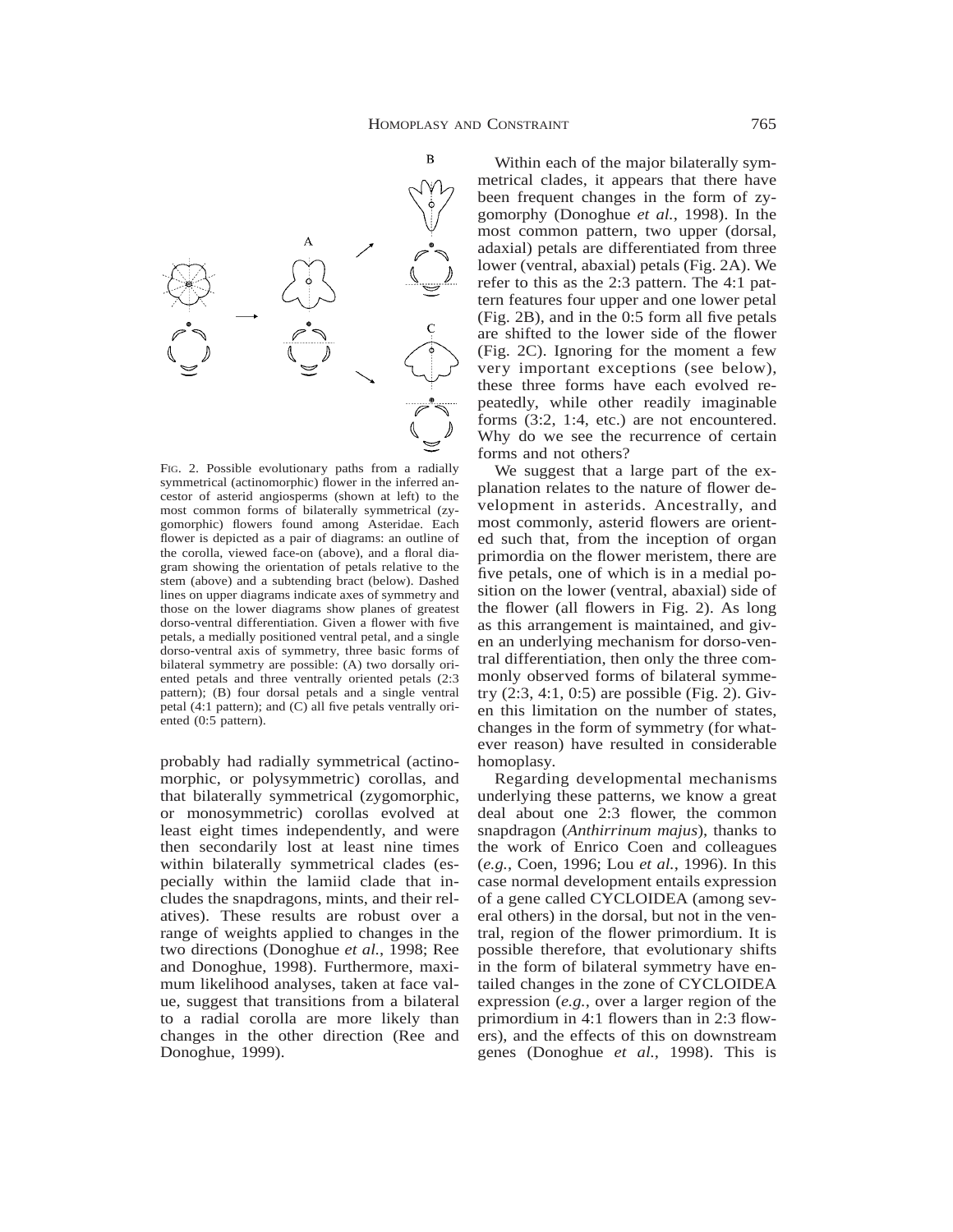FIG. 2. Possible evolutionary paths from a radially symmetrical (actinomorphic) flower in the inferred ancestor of asterid angiosperms (shown at left) to the most common forms of bilaterally symmetrical (zygomorphic) flowers found among Asteridae. Each flower is depicted as a pair of diagrams: an outline of the corolla, viewed face-on (above), and a floral diagram showing the orientation of petals relative to the stem (above) and a subtending bract (below). Dashed lines on upper diagrams indicate axes of symmetry and those on the lower diagrams show planes of greatest dorso-ventral differentiation. Given a flower with five petals, a medially positioned ventral petal, and a single dorso-ventral axis of symmetry, three basic forms of bilateral symmetry are possible: (A) two dorsally oriented petals and three ventrally oriented petals (2:3 pattern); (B) four dorsal petals and a single ventral petal (4:1 pattern); and (C) all five petals ventrally oriented (0:5 pattern).

probably had radially symmetrical (actinomorphic, or polysymmetric) corollas, and that bilaterally symmetrical (zygomorphic, or monosymmetric) corollas evolved at least eight times independently, and were then secondarily lost at least nine times within bilaterally symmetrical clades (especially within the lamiid clade that includes the snapdragons, mints, and their relatives). These results are robust over a range of weights applied to changes in the two directions (Donoghue *et al.*, 1998; Ree and Donoghue, 1998). Furthermore, maximum likelihood analyses, taken at face value, suggest that transitions from a bilateral to a radial corolla are more likely than changes in the other direction (Ree and Donoghue, 1999).

Within each of the major bilaterally symmetrical clades, it appears that there have been frequent changes in the form of zygomorphy (Donoghue *et al.*, 1998). In the most common pattern, two upper (dorsal, adaxial) petals are differentiated from three lower (ventral, abaxial) petals (Fig. 2A). We refer to this as the 2:3 pattern. The 4:1 pattern features four upper and one lower petal (Fig. 2B), and in the 0:5 form all five petals are shifted to the lower side of the flower (Fig. 2C). Ignoring for the moment a few very important exceptions (see below), these three forms have each evolved repeatedly, while other readily imaginable forms (3:2, 1:4, etc.) are not encountered. Why do we see the recurrence of certain forms and not others?

We suggest that a large part of the explanation relates to the nature of flower development in asterids. Ancestrally, and most commonly, asterid flowers are oriented such that, from the inception of organ primordia on the flower meristem, there are five petals, one of which is in a medial position on the lower (ventral, abaxial) side of the flower (all flowers in Fig. 2). As long as this arrangement is maintained, and given an underlying mechanism for dorso-ventral differentiation, then only the three commonly observed forms of bilateral symmetry (2:3, 4:1, 0:5) are possible (Fig. 2). Given this limitation on the number of states, changes in the form of symmetry (for whatever reason) have resulted in considerable homoplasy.

Regarding developmental mechanisms underlying these patterns, we know a great deal about one 2:3 flower, the common snapdragon (*Anthirrinum majus*), thanks to the work of Enrico Coen and colleagues (*e.g.*, Coen, 1996; Lou *et al.*, 1996). In this case normal development entails expression of a gene called CYCLOIDEA (among several others) in the dorsal, but not in the ventral, region of the flower primordium. It is possible therefore, that evolutionary shifts in the form of bilateral symmetry have entailed changes in the zone of CYCLOIDEA expression (*e.g.*, over a larger region of the primordium in 4:1 flowers than in 2:3 flowers), and the effects of this on downstream genes (Donoghue *et al.*, 1998). This is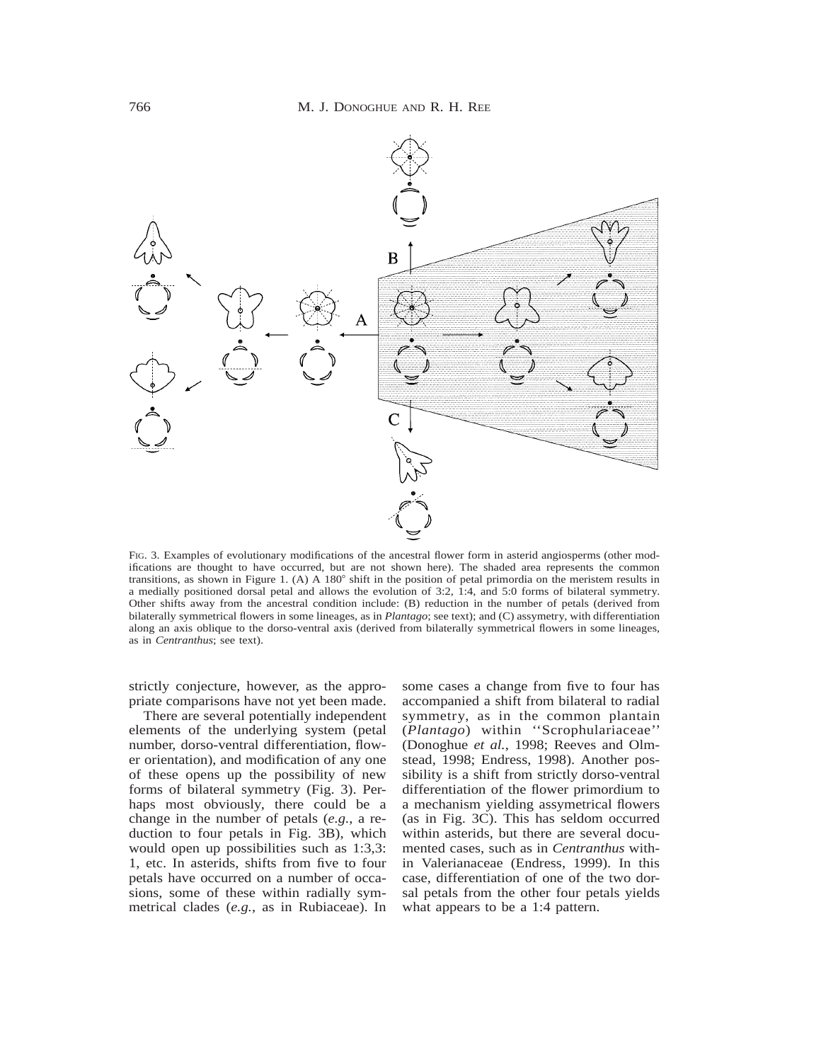FIG. 3. Examples of evolutionary modifications of the ancestral flower form in asterid angiosperms (other modifications are thought to have occurred, but are not shown here). The shaded area represents the common transitions, as shown in Figure 1. (A) A 180° shift in the position of petal primordia on the meristem results in a medially positioned dorsal petal and allows the evolution of 3:2, 1:4, and 5:0 forms of bilateral symmetry. Other shifts away from the ancestral condition include: (B) reduction in the number of petals (derived from bilaterally symmetrical flowers in some lineages, as in *Plantago*; see text); and (C) assymetry, with differentiation along an axis oblique to the dorso-ventral axis (derived from bilaterally symmetrical flowers in some lineages, as in *Centranthus*; see text).

strictly conjecture, however, as the appropriate comparisons have not yet been made.

There are several potentially independent elements of the underlying system (petal number, dorso-ventral differentiation, flower orientation), and modification of any one of these opens up the possibility of new forms of bilateral symmetry (Fig. 3). Perhaps most obviously, there could be a change in the number of petals (*e.g.*, a reduction to four petals in Fig. 3B), which would open up possibilities such as 1:3,3:1, etc. In asterids, shifts from five to four petals have occurred on a number of occasions, some of these within radially symmetrical clades (*e.g.*, as in Rubiaceae). In some cases a change from five to four has accompanied a shift from bilateral to radial symmetry, as in the common plantain (*Plantago*) within ''Scrophulariaceae'' (Donoghue *et al.*, 1998; Reeves and Olmstead, 1998; Endress, 1998). Another possibility is a shift from strictly dorso-ventral differentiation of the flower primordium to a mechanism yielding assymetrical flowers (as in Fig. 3C). This has seldom occurred within asterids, but there are several documented cases, such as in *Centranthus* within Valerianaceae (Endress, 1999). In this case, differentiation of one of the two dorsal petals from the other four petals yields what appears to be a 1:4 pattern.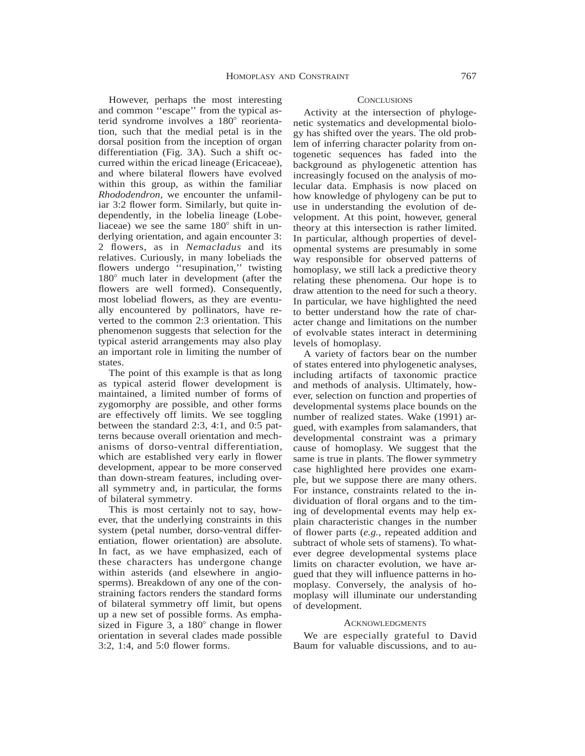However, perhaps the most interesting and common ''escape'' from the typical asterid syndrome involves a 180° reorientation, such that the medial petal is in the dorsal position from the inception of organ differentiation (Fig. 3A). Such a shift occurred within the ericad lineage (Ericaceae), and where bilateral flowers have evolved within this group, as within the familiar *Rhododendron*, we encounter the unfamiliar 3:2 flower form. Similarly, but quite independently, in the lobelia lineage (Lobeliaceae) we see the same 180° shift in underlying orientation, and again encounter 3:2 flowers, as in *Nemacladus* and its relatives. Curiously, in many lobeliads the flowers undergo ''resupination,'' twisting 180° much later in development (after the flowers are well formed). Consequently, most lobeliad flowers, as they are eventually encountered by pollinators, have reverted to the common 2:3 orientation. This phenomenon suggests that selection for the typical asterid arrangements may also play an important role in limiting the number of states.

The point of this example is that as long as typical asterid flower development is maintained, a limited number of forms of zygomorphy are possible, and other forms are effectively off limits. We see toggling between the standard 2:3, 4:1, and 0:5 patterns because overall orientation and mechanisms of dorso-ventral differentiation, which are established very early in flower development, appear to be more conserved than down-stream features, including overall symmetry and, in particular, the forms of bilateral symmetry.

This is most certainly not to say, however, that the underlying constraints in this system (petal number, dorso-ventral differentiation, flower orientation) are absolute. In fact, as we have emphasized, each of these characters has undergone change within asterids (and elsewhere in angiosperms). Breakdown of any one of the constraining factors renders the standard forms of bilateral symmetry off limit, but opens up a new set of possible forms. As emphasized in Figure 3, a 180° change in flower orientation in several clades made possible 3:2, 1:4, and 5:0 flower forms.

## Conclusions

Activity at the intersection of phylogenetic systematics and developmental biology has shifted over the years. The old problem of inferring character polarity from ontogenetic sequences has faded into the background as phylogenetic attention has increasingly focused on the analysis of molecular data. Emphasis is now placed on how knowledge of phylogeny can be put to use in understanding the evolution of development. At this point, however, general theory at this intersection is rather limited. In particular, although properties of developmental systems are presumably in some way responsible for observed patterns of homoplasy, we still lack a predictive theory relating these phenomena. Our hope is to draw attention to the need for such a theory. In particular, we have highlighted the need to better understand how the rate of character change and limitations on the number of evolvable states interact in determining levels of homoplasy.

A variety of factors bear on the number of states entered into phylogenetic analyses, including artifacts of taxonomic practice and methods of analysis. Ultimately, however, selection on function and properties of developmental systems place bounds on the number of realized states. Wake (1991) argued, with examples from salamanders, that developmental constraint was a primary cause of homoplasy. We suggest that the same is true in plants. The flower symmetry case highlighted here provides one example, but we suppose there are many others. For instance, constraints related to the individuation of floral organs and to the timing of developmental events may help explain characteristic changes in the number of flower parts (*e.g.*, repeated addition and subtract of whole sets of stamens). To whatever degree developmental systems place limits on character evolution, we have argued that they will influence patterns in homoplasy. Conversely, the analysis of homoplasy will illuminate our understanding of development.

## Acknowledgments

We are especially grateful to David Baum for valuable discussions, and to au-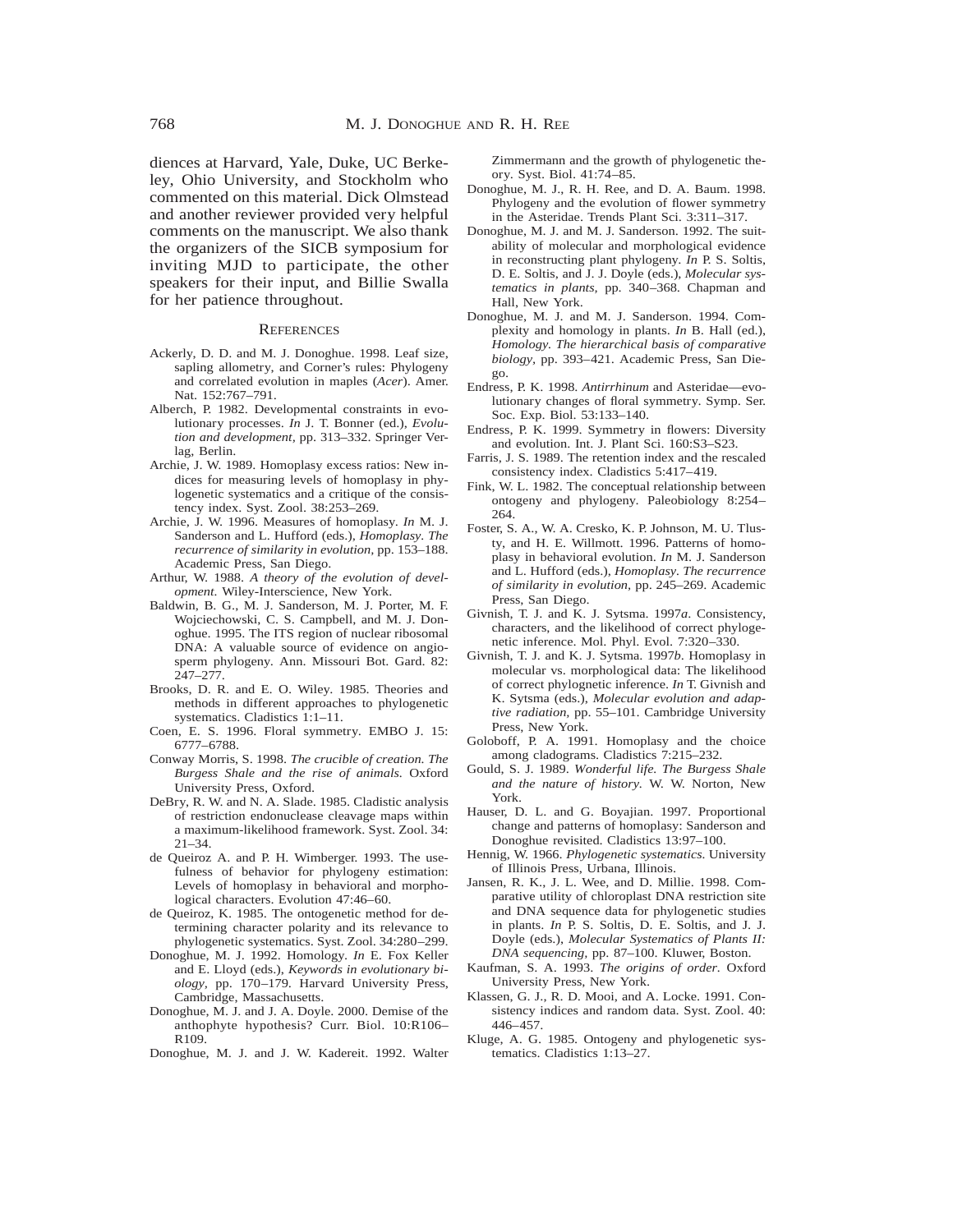diences at Harvard, Yale, Duke, UC Berkeley, Ohio University, and Stockholm who commented on this material. Dick Olmstead and another reviewer provided very helpful comments on the manuscript. We also thank the organizers of the SICB symposium for inviting MJD to participate, the other speakers for their input, and Billie Swalla for her patience throughout.

## REFERENCES

Ackerly, D. D. and M. J. Donoghue. 1998. Leaf size, sapling allometry, and Corner's rules: Phylogeny and correlated evolution in maples (*Acer*). Amer. Nat. 152:767–791.

Alberch, P. 1982. Developmental constraints in evolutionary processes. *In* J. T. Bonner (ed.), *Evolution and development,* pp. 313–332. Springer Verlag, Berlin.

Archie, J. W. 1989. Homoplasy excess ratios: New indices for measuring levels of homoplasy in phylogenetic systematics and a critique of the consistency index. Syst. Zool. 38:253–269.

Archie, J. W. 1996. Measures of homoplasy. *In* M. J. Sanderson and L. Hufford (eds.), *Homoplasy. The recurrence of similarity in evolution,* pp. 153–188. Academic Press, San Diego.

Arthur, W. 1988. *A theory of the evolution of development.* Wiley-Interscience, New York.

Baldwin, B. G., M. J. Sanderson, M. J. Porter, M. F. Wojciechowski, C. S. Campbell, and M. J. Donoghue. 1995. The ITS region of nuclear ribosomal DNA: A valuable source of evidence on angiosperm phylogeny. Ann. Missouri Bot. Gard. 82: 247–277.

Brooks, D. R. and E. O. Wiley. 1985. Theories and methods in different approaches to phylogenetic systematics. Cladistics 1:1–11.

Coen, E. S. 1996. Floral symmetry. EMBO J. 15: 6777–6788.

Conway Morris, S. 1998. *The crucible of creation. The Burgess Shale and the rise of animals.* Oxford University Press, Oxford.

DeBry, R. W. and N. A. Slade. 1985. Cladistic analysis of restriction endonuclease cleavage maps within a maximum-likelihood framework. Syst. Zool. 34: 21–34.

de Queiroz A. and P. H. Wimberger. 1993. The usefulness of behavior for phylogeny estimation: Levels of homoplasy in behavioral and morphological characters. Evolution 47:46–60.

de Queiroz, K. 1985. The ontogenetic method for determining character polarity and its relevance to phylogenetic systematics. Syst. Zool. 34:280–299.

Donoghue, M. J. 1992. Homology. *In* E. Fox Keller and E. Lloyd (eds.), *Keywords in evolutionary biology,* pp. 170–179. Harvard University Press, Cambridge, Massachusetts.

Donoghue, M. J. and J. A. Doyle. 2000. Demise of the anthophyte hypothesis? Curr. Biol. 10:R106–R109.

Donoghue, M. J. and J. W. Kadereit. 1992. Walter Zimmermann and the growth of phylogenetic theory. Syst. Biol. 41:74–85.

Donoghue, M. J., R. H. Ree, and D. A. Baum. 1998. Phylogeny and the evolution of flower symmetry in the Asteridae. Trends Plant Sci. 3:311–317.

Donoghue, M. J. and M. J. Sanderson. 1992. The suitability of molecular and morphological evidence in reconstructing plant phylogeny. *In* P. S. Soltis, D. E. Soltis, and J. J. Doyle (eds.), *Molecular systematics in plants,* pp. 340–368. Chapman and Hall, New York.

Donoghue, M. J. and M. J. Sanderson. 1994. Complexity and homology in plants. *In* B. Hall (ed.), *Homology. The hierarchical basis of comparative biology,* pp. 393–421. Academic Press, San Diego.

Endress, P. K. 1998. *Antirrhinum* and Asteridae—evolutionary changes of floral symmetry. Symp. Ser. Soc. Exp. Biol. 53:133–140.

Endress, P. K. 1999. Symmetry in flowers: Diversity and evolution. Int. J. Plant Sci. 160:S3–S23.

Farris, J. S. 1989. The retention index and the rescaled consistency index. Cladistics 5:417–419.

Fink, W. L. 1982. The conceptual relationship between ontogeny and phylogeny. Paleobiology 8:254–264.

Foster, S. A., W. A. Cresko, K. P. Johnson, M. U. Tlusty, and H. E. Willmott. 1996. Patterns of homoplasy in behavioral evolution. *In* M. J. Sanderson and L. Hufford (eds.), *Homoplasy. The recurrence of similarity in evolution,* pp. 245–269. Academic Press, San Diego.

Givnish, T. J. and K. J. Sytsma. 1997*a*. Consistency, characters, and the likelihood of correct phylogenetic inference. Mol. Phyl. Evol. 7:320–330.

Givnish, T. J. and K. J. Sytsma. 1997*b*. Homoplasy in molecular vs. morphological data: The likelihood of correct phylognetic inference. *In* T. Givnish and K. Sytsma (eds.), *Molecular evolution and adaptive radiation,* pp. 55–101. Cambridge University Press, New York.

Goloboff, P. A. 1991. Homoplasy and the choice among cladograms. Cladistics 7:215–232.

Gould, S. J. 1989. *Wonderful life. The Burgess Shale and the nature of history.* W. W. Norton, New York.

Hauser, D. L. and G. Boyajian. 1997. Proportional change and patterns of homoplasy: Sanderson and Donoghue revisited. Cladistics 13:97–100.

Hennig, W. 1966. *Phylogenetic systematics.* University of Illinois Press, Urbana, Illinois.

Jansen, R. K., J. L. Wee, and D. Millie. 1998. Comparative utility of chloroplast DNA restriction site and DNA sequence data for phylogenetic studies in plants. *In* P. S. Soltis, D. E. Soltis, and J. J. Doyle (eds.), *Molecular Systematics of Plants II: DNA sequencing,* pp. 87–100. Kluwer, Boston.

Kaufman, S. A. 1993. *The origins of order.* Oxford University Press, New York.

Klassen, G. J., R. D. Mooi, and A. Locke. 1991. Consistency indices and random data. Syst. Zool. 40: 446–457.

Kluge, A. G. 1985. Ontogeny and phylogenetic systematics. Cladistics 1:13–27.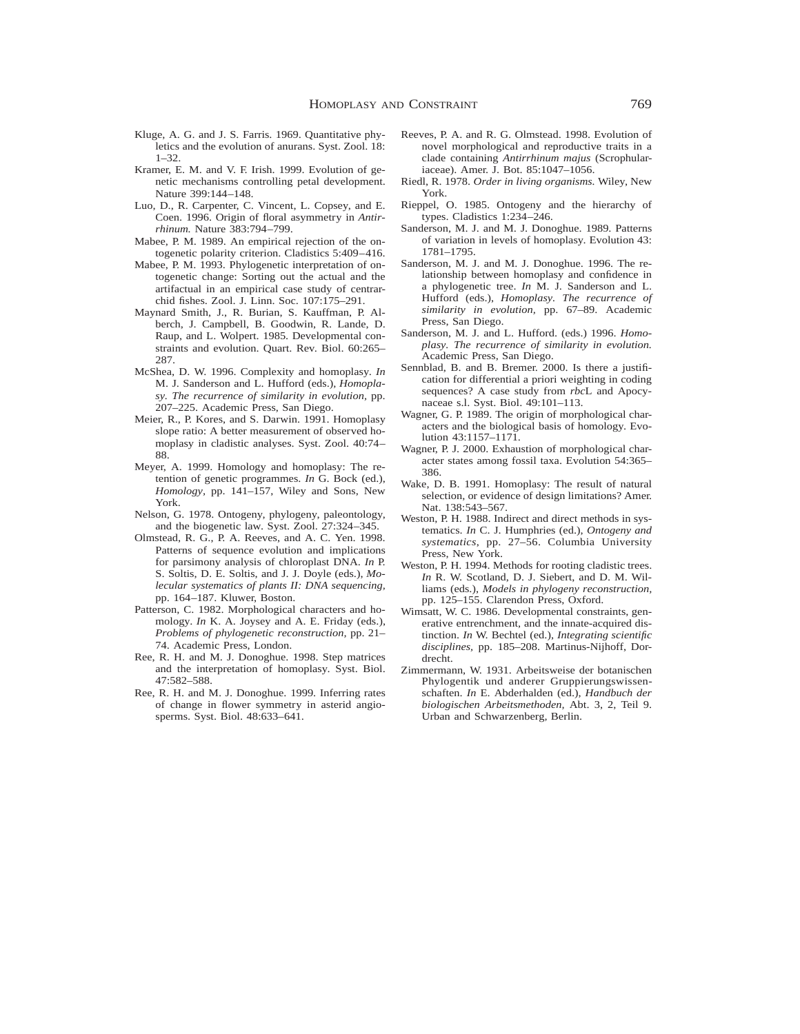Kluge, A. G. and J. S. Farris. 1969. Quantitative phyletics and the evolution of anurans. Syst. Zool. 18: 1–32.

Kramer, E. M. and V. F. Irish. 1999. Evolution of genetic mechanisms controlling petal development. Nature 399:144–148.

Luo, D., R. Carpenter, C. Vincent, L. Copsey, and E. Coen. 1996. Origin of floral asymmetry in *Antirrhinum.* Nature 383:794–799.

Mabee, P. M. 1989. An empirical rejection of the ontogenetic polarity criterion. Cladistics 5:409–416.

Mabee, P. M. 1993. Phylogenetic interpretation of ontogenetic change: Sorting out the actual and the artifactual in an empirical case study of centrarchid fishes. Zool. J. Linn. Soc. 107:175–291.

Maynard Smith, J., R. Burian, S. Kauffman, P. Alberch, J. Campbell, B. Goodwin, R. Lande, D. Raup, and L. Wolpert. 1985. Developmental constraints and evolution. Quart. Rev. Biol. 60:265–287.

McShea, D. W. 1996. Complexity and homoplasy. *In* M. J. Sanderson and L. Hufford (eds.), *Homoplasy. The recurrence of similarity in evolution*, pp. 207–225. Academic Press, San Diego.

Meier, R., P. Kores, and S. Darwin. 1991. Homoplasy slope ratio: A better measurement of observed homoplasy in cladistic analyses. Syst. Zool. 40:74–88.

Meyer, A. 1999. Homology and homoplasy: The retention of genetic programmes. *In* G. Bock (ed.), *Homology*, pp. 141–157, Wiley and Sons, New York.

Nelson, G. 1978. Ontogeny, phylogeny, paleontology, and the biogenetic law. Syst. Zool. 27:324–345.

Olmstead, R. G., P. A. Reeves, and A. C. Yen. 1998. Patterns of sequence evolution and implications for parsimony analysis of chloroplast DNA. *In* P. S. Soltis, D. E. Soltis, and J. J. Doyle (eds.), *Molecular systematics of plants II: DNA sequencing*, pp. 164–187. Kluwer, Boston.

Patterson, C. 1982. Morphological characters and homology. *In* K. A. Joysey and A. E. Friday (eds.), *Problems of phylogenetic reconstruction*, pp. 21–74. Academic Press, London.

Ree, R. H. and M. J. Donoghue. 1998. Step matrices and the interpretation of homoplasy. Syst. Biol. 47:582–588.

Ree, R. H. and M. J. Donoghue. 1999. Inferring rates of change in flower symmetry in asterid angiosperms. Syst. Biol. 48:633–641.

Reeves, P. A. and R. G. Olmstead. 1998. Evolution of novel morphological and reproductive traits in a clade containing *Antirrhinum majus* (Scrophulariaceae). Amer. J. Bot. 85:1047–1056.

Riedl, R. 1978. *Order in living organisms.* Wiley, New York.

Rieppel, O. 1985. Ontogeny and the hierarchy of types. Cladistics 1:234–246.

Sanderson, M. J. and M. J. Donoghue. 1989. Patterns of variation in levels of homoplasy. Evolution 43: 1781–1795.

Sanderson, M. J. and M. J. Donoghue. 1996. The relationship between homoplasy and confidence in a phylogenetic tree. *In* M. J. Sanderson and L. Hufford (eds.), *Homoplasy. The recurrence of similarity in evolution*, pp. 67–89. Academic Press, San Diego.

Sanderson, M. J. and L. Hufford. (eds.) 1996. *Homoplasy. The recurrence of similarity in evolution.* Academic Press, San Diego.

Sennblad, B. and B. Bremer. 2000. Is there a justification for differential a priori weighting in coding sequences? A case study from *rbc*L and Apocynaceae s.l. Syst. Biol. 49:101–113.

Wagner, G. P. 1989. The origin of morphological characters and the biological basis of homology. Evolution 43:1157–1171.

Wagner, P. J. 2000. Exhaustion of morphological character states among fossil taxa. Evolution 54:365–386.

Wake, D. B. 1991. Homoplasy: The result of natural selection, or evidence of design limitations? Amer. Nat. 138:543–567.

Weston, P. H. 1988. Indirect and direct methods in systematics. *In* C. J. Humphries (ed.), *Ontogeny and systematics*, pp. 27–56. Columbia University Press, New York.

Weston, P. H. 1994. Methods for rooting cladistic trees. *In* R. W. Scotland, D. J. Siebert, and D. M. Williams (eds.), *Models in phylogeny reconstruction*, pp. 125–155. Clarendon Press, Oxford.

Wimsatt, W. C. 1986. Developmental constraints, generative entrenchment, and the innate-acquired distinction. *In* W. Bechtel (ed.), *Integrating scientific disciplines*, pp. 185–208. Martinus-Nijhoff, Dordrecht.

Zimmermann, W. 1931. Arbeitsweise der botanischen Phylogentik und anderer Gruppierungswissenschaften. *In* E. Abderhalden (ed.), *Handbuch der biologischen Arbeitsmethoden*, Abt. 3, 2, Teil 9. Urban and Schwarzenberg, Berlin.